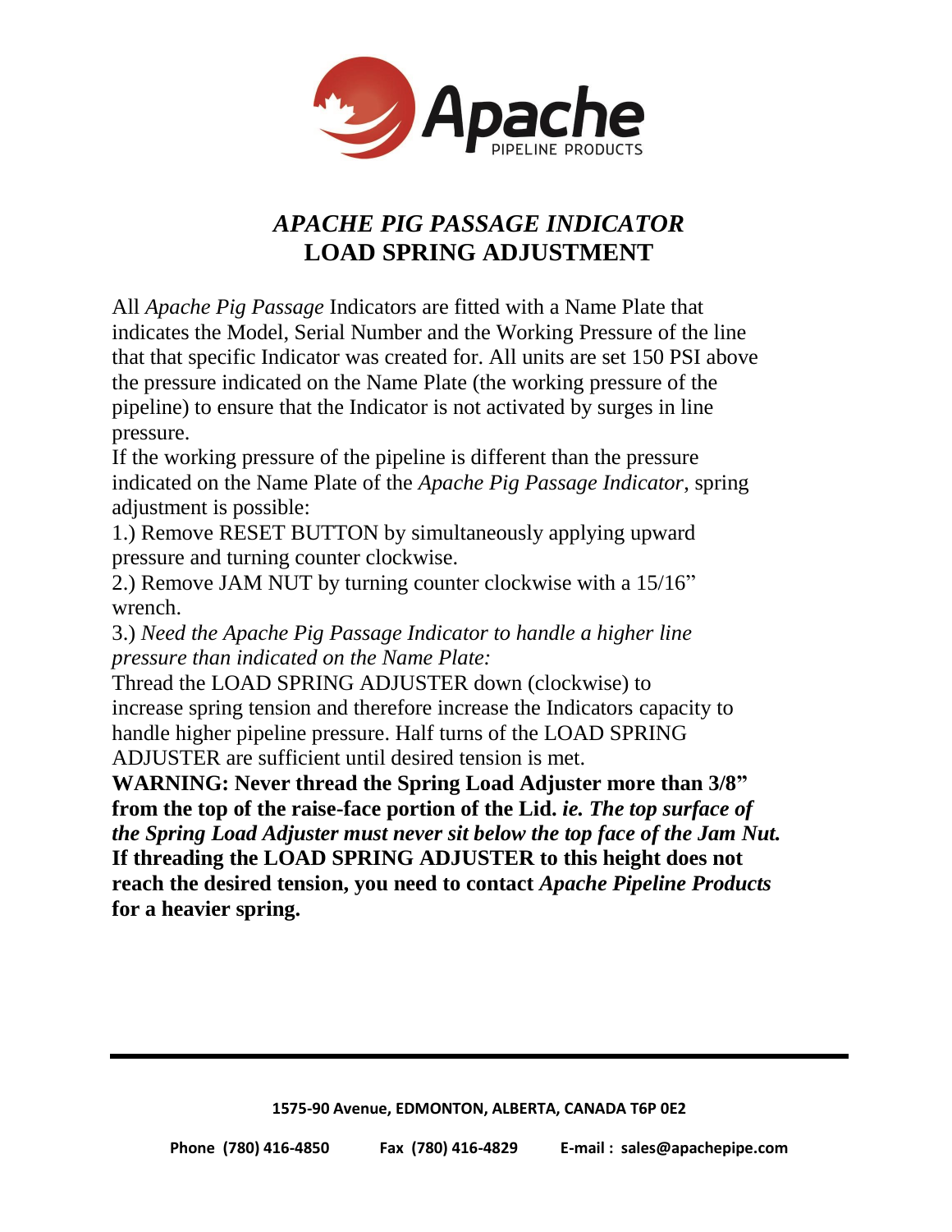# *APACHE PIG PASSAGE INDICATOR*
## LOAD SPRING ADJUSTMENT

All *Apache Pig Passage* Indicators are fitted with a Name Plate that indicates the Model, Serial Number and the Working Pressure of the line that that specific Indicator was created for. All units are set 150 PSI above the pressure indicated on the Name Plate (the working pressure of the pipeline) to ensure that the Indicator is not activated by surges in line pressure.

If the working pressure of the pipeline is different than the pressure indicated on the Name Plate of the *Apache Pig Passage Indicator*, spring adjustment is possible:

1.) Remove RESET BUTTON by simultaneously applying upward pressure and turning counter clockwise.

2.) Remove JAM NUT by turning counter clockwise with a 15/16" wrench.

3.) *Need the Apache Pig Passage Indicator to handle a higher line pressure than indicated on the Name Plate:*

Thread the LOAD SPRING ADJUSTER down (clockwise) to increase spring tension and therefore increase the Indicators capacity to handle higher pipeline pressure. Half turns of the LOAD SPRING ADJUSTER are sufficient until desired tension is met.

**WARNING: Never thread the Spring Load Adjuster more than 3/8" from the top of the raise-face portion of the Lid.** ***ie. The top surface of the Spring Load Adjuster must never sit below the top face of the Jam Nut.*** **If threading the LOAD SPRING ADJUSTER to this height does not reach the desired tension, you need to contact *Apache Pipeline Products* for a heavier spring.**

**1575-90 Avenue, EDMONTON, ALBERTA, CANADA T6P 0E2**

**Phone (780) 416-4850 Fax (780) 416-4829 E-mail : sales@apachepipe.com**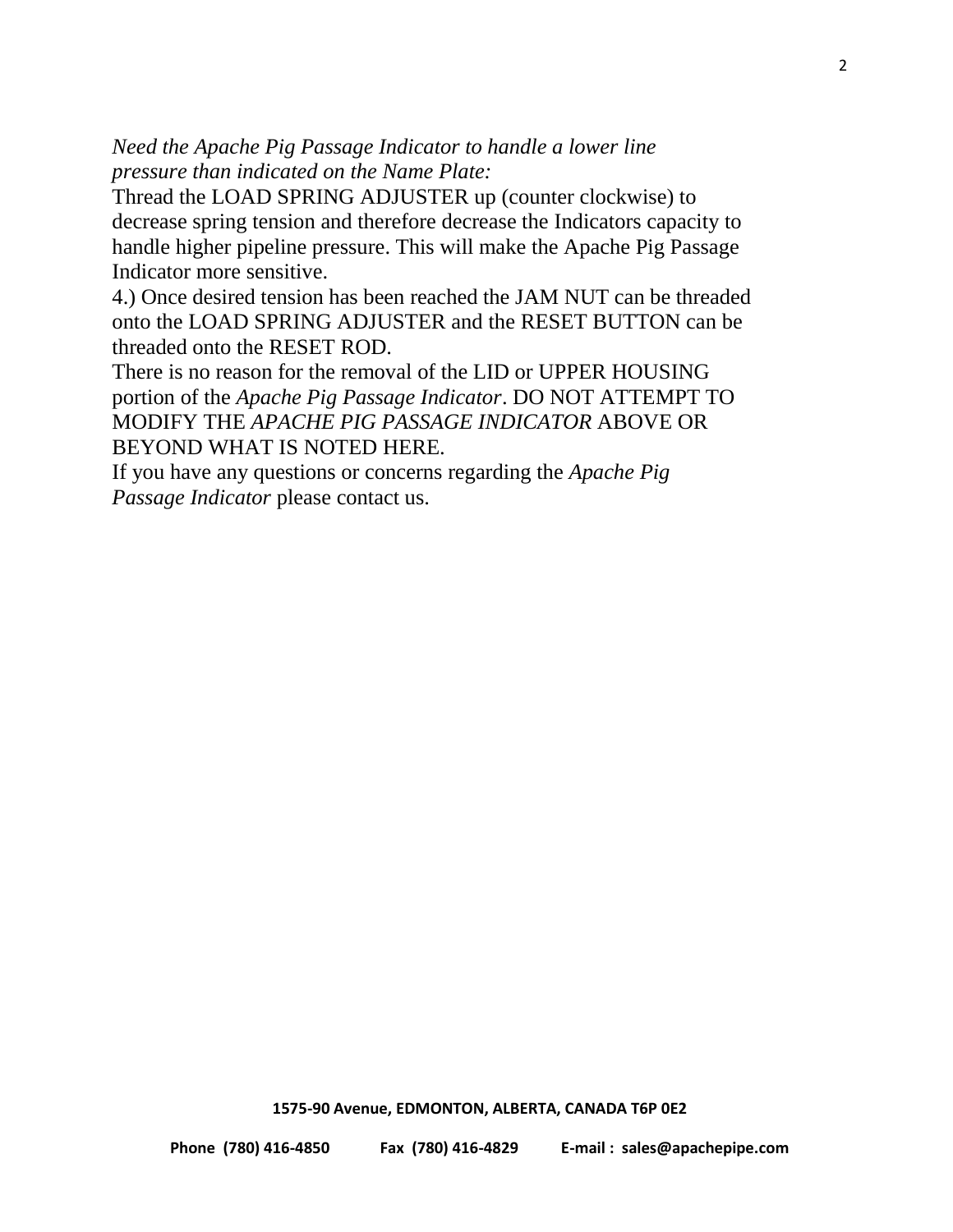*Need the Apache Pig Passage Indicator to handle a lower line pressure than indicated on the Name Plate:*

Thread the LOAD SPRING ADJUSTER up (counter clockwise) to decrease spring tension and therefore decrease the Indicators capacity to handle higher pipeline pressure. This will make the Apache Pig Passage Indicator more sensitive.

4.) Once desired tension has been reached the JAM NUT can be threaded onto the LOAD SPRING ADJUSTER and the RESET BUTTON can be threaded onto the RESET ROD.

There is no reason for the removal of the LID or UPPER HOUSING portion of the *Apache Pig Passage Indicator*. DO NOT ATTEMPT TO MODIFY THE *APACHE PIG PASSAGE INDICATOR* ABOVE OR BEYOND WHAT IS NOTED HERE.

If you have any questions or concerns regarding the *Apache Pig Passage Indicator* please contact us.

**1575-90 Avenue, EDMONTON, ALBERTA, CANADA T6P 0E2**

**Phone (780) 416-4850 Fax (780) 416-4829 E-mail : sales@apachepipe.com**